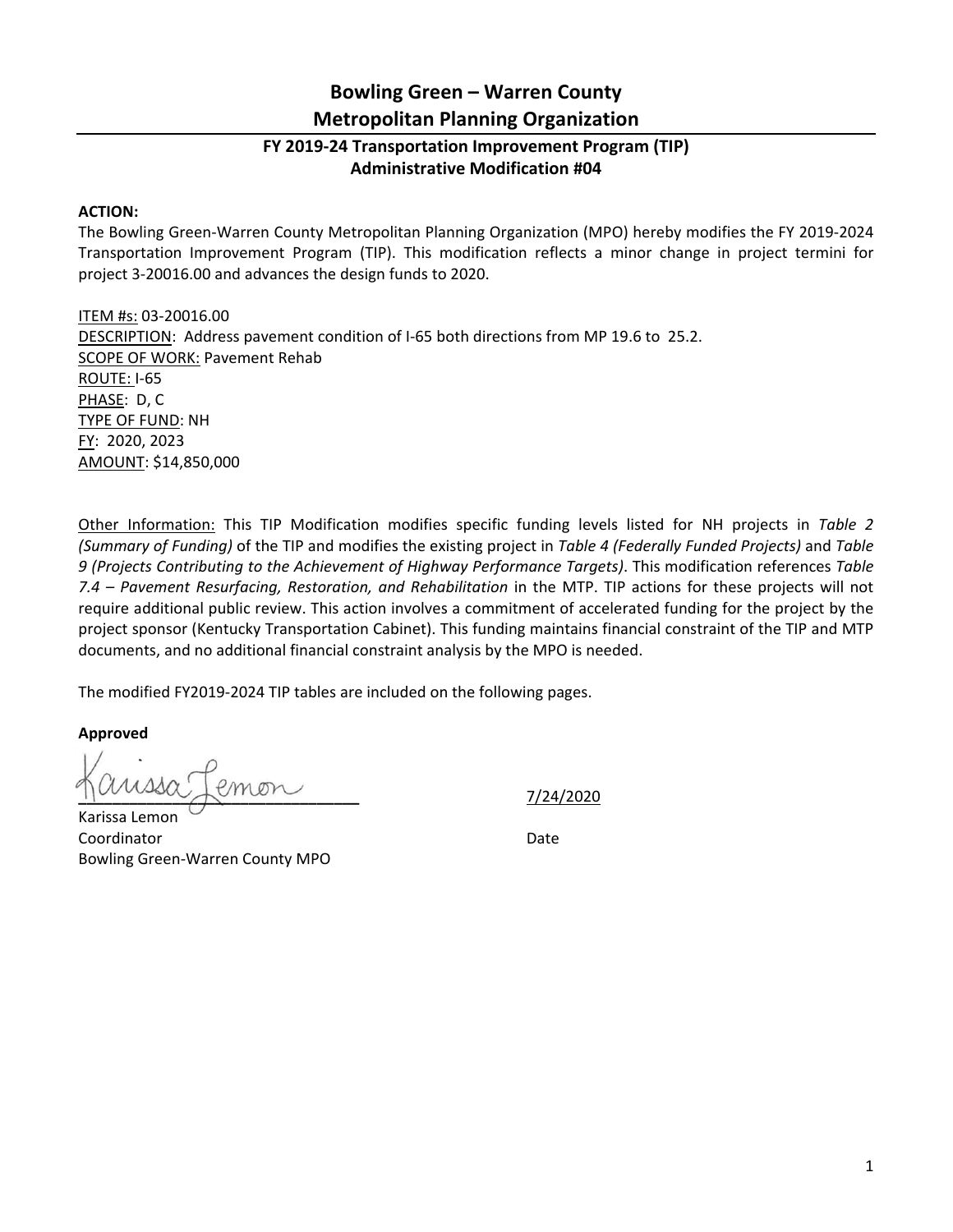# Bowling Green – Warren County Metropolitan Planning Organization

### FY 2019-24 Transportation Improvement Program (TIP) Administrative Modification #04

**ACTION:**

The Bowling Green-Warren County Metropolitan Planning Organization (MPO) hereby modifies the FY 2019-2024 Transportation Improvement Program (TIP). This modification reflects a minor change in project termini for project 3-20016.00 and advances the design funds to 2020.

ITEM #s: 03-20016.00
DESCRIPTION: Address pavement condition of I-65 both directions from MP 19.6 to 25.2.
SCOPE OF WORK: Pavement Rehab
ROUTE: I-65
PHASE: D, C
TYPE OF FUND: NH
FY: 2020, 2023
AMOUNT: $14,850,000

Other Information: This TIP Modification modifies specific funding levels listed for NH projects in *Table 2 (Summary of Funding)* of the TIP and modifies the existing project in *Table 4 (Federally Funded Projects)* and *Table 9 (Projects Contributing to the Achievement of Highway Performance Targets)*. This modification references *Table 7.4 – Pavement Resurfacing, Restoration, and Rehabilitation* in the MTP. TIP actions for these projects will not require additional public review. This action involves a commitment of accelerated funding for the project by the project sponsor (Kentucky Transportation Cabinet). This funding maintains financial constraint of the TIP and MTP documents, and no additional financial constraint analysis by the MPO is needed.

The modified FY2019-2024 TIP tables are included on the following pages.

**Approved**

Karissa Lemon — 7/24/2020

Karissa Lemon
Coordinator — Date
Bowling Green-Warren County MPO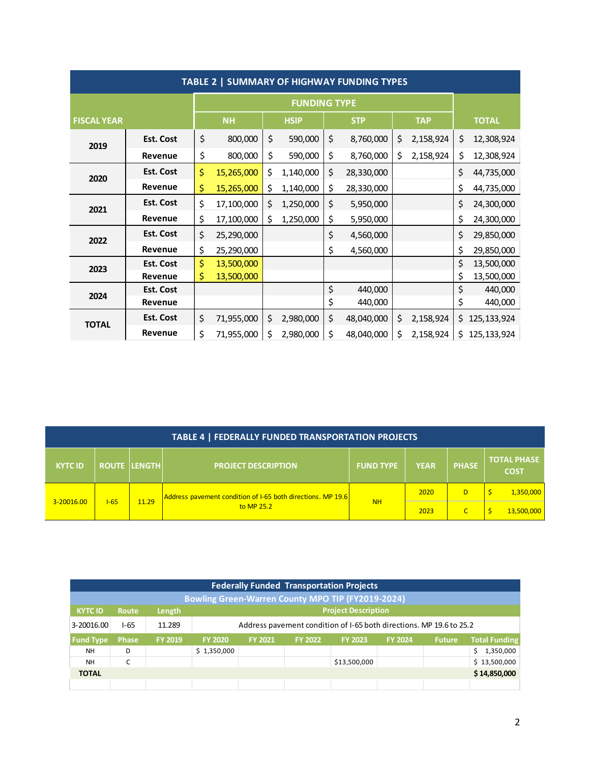## TABLE 2 | SUMMARY OF HIGHWAY FUNDING TYPES

| FISCAL YEAR | | FUNDING TYPE | | | | TOTAL |
|---|---|---|---|---|---|---|
| | | NH | HSIP | STP | TAP | |
| 2019 | Est. Cost | $ 800,000 | $ 590,000 | $ 8,760,000 | $ 2,158,924 | $ 12,308,924 |
| | Revenue | $ 800,000 | $ 590,000 | $ 8,760,000 | $ 2,158,924 | $ 12,308,924 |
| 2020 | Est. Cost | $ 15,265,000 | $ 1,140,000 | $ 28,330,000 | | $ 44,735,000 |
| | Revenue | $ 15,265,000 | $ 1,140,000 | $ 28,330,000 | | $ 44,735,000 |
| 2021 | Est. Cost | $ 17,100,000 | $ 1,250,000 | $ 5,950,000 | | $ 24,300,000 |
| | Revenue | $ 17,100,000 | $ 1,250,000 | $ 5,950,000 | | $ 24,300,000 |
| 2022 | Est. Cost | $ 25,290,000 | | $ 4,560,000 | | $ 29,850,000 |
| | Revenue | $ 25,290,000 | | $ 4,560,000 | | $ 29,850,000 |
| 2023 | Est. Cost | $ 13,500,000 | | | | $ 13,500,000 |
| | Revenue | $ 13,500,000 | | | | $ 13,500,000 |
| 2024 | Est. Cost | | | $ 440,000 | | $ 440,000 |
| | Revenue | | | $ 440,000 | | $ 440,000 |
| TOTAL | Est. Cost | $ 71,955,000 | $ 2,980,000 | $ 48,040,000 | $ 2,158,924 | $ 125,133,924 |
| | Revenue | $ 71,955,000 | $ 2,980,000 | $ 48,040,000 | $ 2,158,924 | $ 125,133,924 |

## TABLE 4 | FEDERALLY FUNDED TRANSPORTATION PROJECTS

| KYTC ID | ROUTE | LENGTH | PROJECT DESCRIPTION | FUND TYPE | YEAR | PHASE | TOTAL PHASE COST |
|---|---|---|---|---|---|---|---|
| 3-20016.00 | I-65 | 11.29 | Address pavement condition of I-65 both directions. MP 19.6 to MP 25.2 | NH | 2020 | D | $ 1,350,000 |
| | | | | | 2023 | C | $ 13,500,000 |

## Federally Funded Transportation Projects

### Bowling Green-Warren County MPO TIP (FY2019-2024)

| KYTC ID | Route | Length | Project Description | | | | | | |
|---|---|---|---|---|---|---|---|---|---|
| 3-20016.00 | I-65 | 11.289 | Address pavement condition of I-65 both directions. MP 19.6 to 25.2 | | | | | | |
| **Fund Type** | **Phase** | **FY 2019** | **FY 2020** | **FY 2021** | **FY 2022** | **FY 2023** | **FY 2024** | **Future** | **Total Funding** |
| NH | D | | $ 1,350,000 | | | | | | $ 1,350,000 |
| NH | C | | | | | $13,500,000 | | | $ 13,500,000 |
| **TOTAL** | | | | | | | | | **$ 14,850,000** |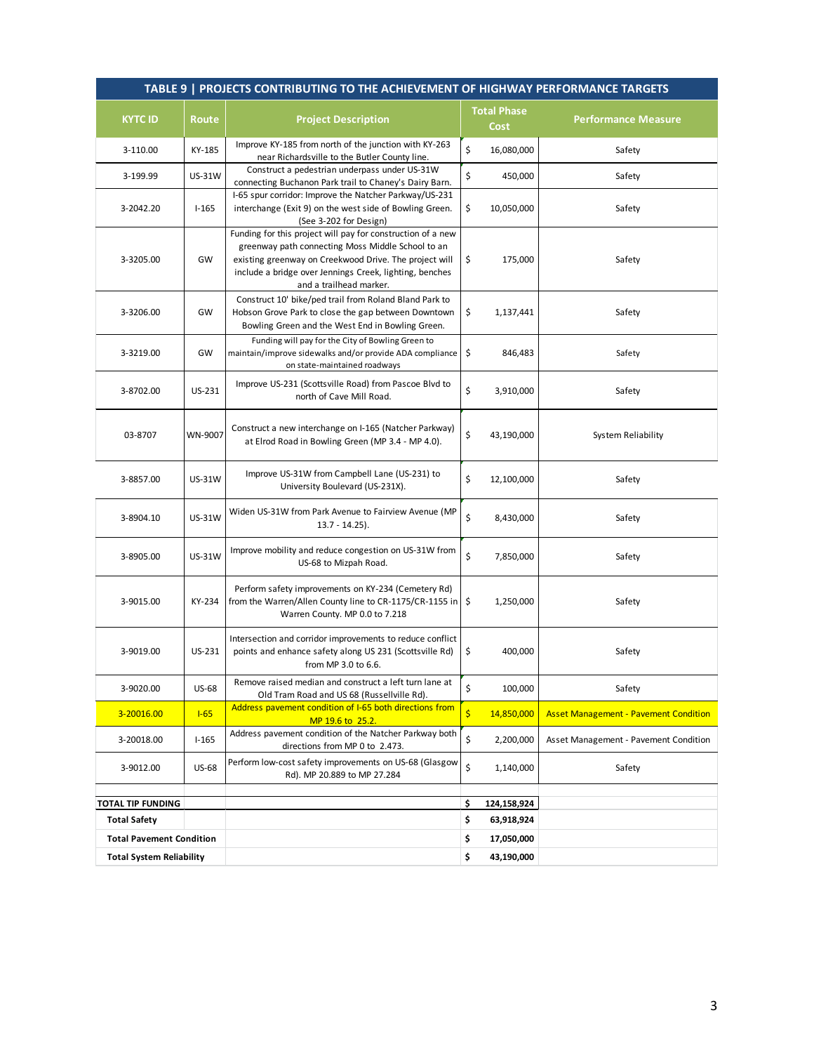| TABLE 9 \| PROJECTS CONTRIBUTING TO THE ACHIEVEMENT OF HIGHWAY PERFORMANCE TARGETS | | | | |
|---|---|---|---|---|
| **KYTC ID** | **Route** | **Project Description** | **Total Phase Cost** | **Performance Measure** |
| 3-110.00 | KY-185 | Improve KY-185 from north of the junction with KY-263 near Richardsville to the Butler County line. | $ 16,080,000 | Safety |
| 3-199.99 | US-31W | Construct a pedestrian underpass under US-31W connecting Buchanon Park trail to Chaney's Dairy Barn. | $ 450,000 | Safety |
| 3-2042.20 | I-165 | I-65 spur corridor: Improve the Natcher Parkway/US-231 interchange (Exit 9) on the west side of Bowling Green. (See 3-202 for Design) | $ 10,050,000 | Safety |
| 3-3205.00 | GW | Funding for this project will pay for construction of a new greenway path connecting Moss Middle School to an existing greenway on Creekwood Drive. The project will include a bridge over Jennings Creek, lighting, benches and a trailhead marker. | $ 175,000 | Safety |
| 3-3206.00 | GW | Construct 10' bike/ped trail from Roland Bland Park to Hobson Grove Park to close the gap between Downtown Bowling Green and the West End in Bowling Green. | $ 1,137,441 | Safety |
| 3-3219.00 | GW | Funding will pay for the City of Bowling Green to maintain/improve sidewalks and/or provide ADA compliance on state-maintained roadways | $ 846,483 | Safety |
| 3-8702.00 | US-231 | Improve US-231 (Scottsville Road) from Pascoe Blvd to north of Cave Mill Road. | $ 3,910,000 | Safety |
| 03-8707 | WN-9007 | Construct a new interchange on I-165 (Natcher Parkway) at Elrod Road in Bowling Green (MP 3.4 - MP 4.0). | $ 43,190,000 | System Reliability |
| 3-8857.00 | US-31W | Improve US-31W from Campbell Lane (US-231) to University Boulevard (US-231X). | $ 12,100,000 | Safety |
| 3-8904.10 | US-31W | Widen US-31W from Park Avenue to Fairview Avenue (MP 13.7 - 14.25). | $ 8,430,000 | Safety |
| 3-8905.00 | US-31W | Improve mobility and reduce congestion on US-31W from US-68 to Mizpah Road. | $ 7,850,000 | Safety |
| 3-9015.00 | KY-234 | Perform safety improvements on KY-234 (Cemetery Rd) from the Warren/Allen County line to CR-1175/CR-1155 in Warren County. MP 0.0 to 7.218 | $ 1,250,000 | Safety |
| 3-9019.00 | US-231 | Intersection and corridor improvements to reduce conflict points and enhance safety along US 231 (Scottsville Rd) from MP 3.0 to 6.6. | $ 400,000 | Safety |
| 3-9020.00 | US-68 | Remove raised median and construct a left turn lane at Old Tram Road and US 68 (Russellville Rd). | $ 100,000 | Safety |
| 3-20016.00 | I-65 | Address pavement condition of I-65 both directions from MP 19.6 to 25.2. | $ 14,850,000 | Asset Management - Pavement Condition |
| 3-20018.00 | I-165 | Address pavement condition of the Natcher Parkway both directions from MP 0 to 2.473. | $ 2,200,000 | Asset Management - Pavement Condition |
| 3-9012.00 | US-68 | Perform low-cost safety improvements on US-68 (Glasgow Rd). MP 20.889 to MP 27.284 | $ 1,140,000 | Safety |
| | | | | |
| **TOTAL TIP FUNDING** | | | **$ 124,158,924** | |
| **Total Safety** | | | **$ 63,918,924** | |
| **Total Pavement Condition** | | | **$ 17,050,000** | |
| **Total System Reliability** | | | **$ 43,190,000** | |